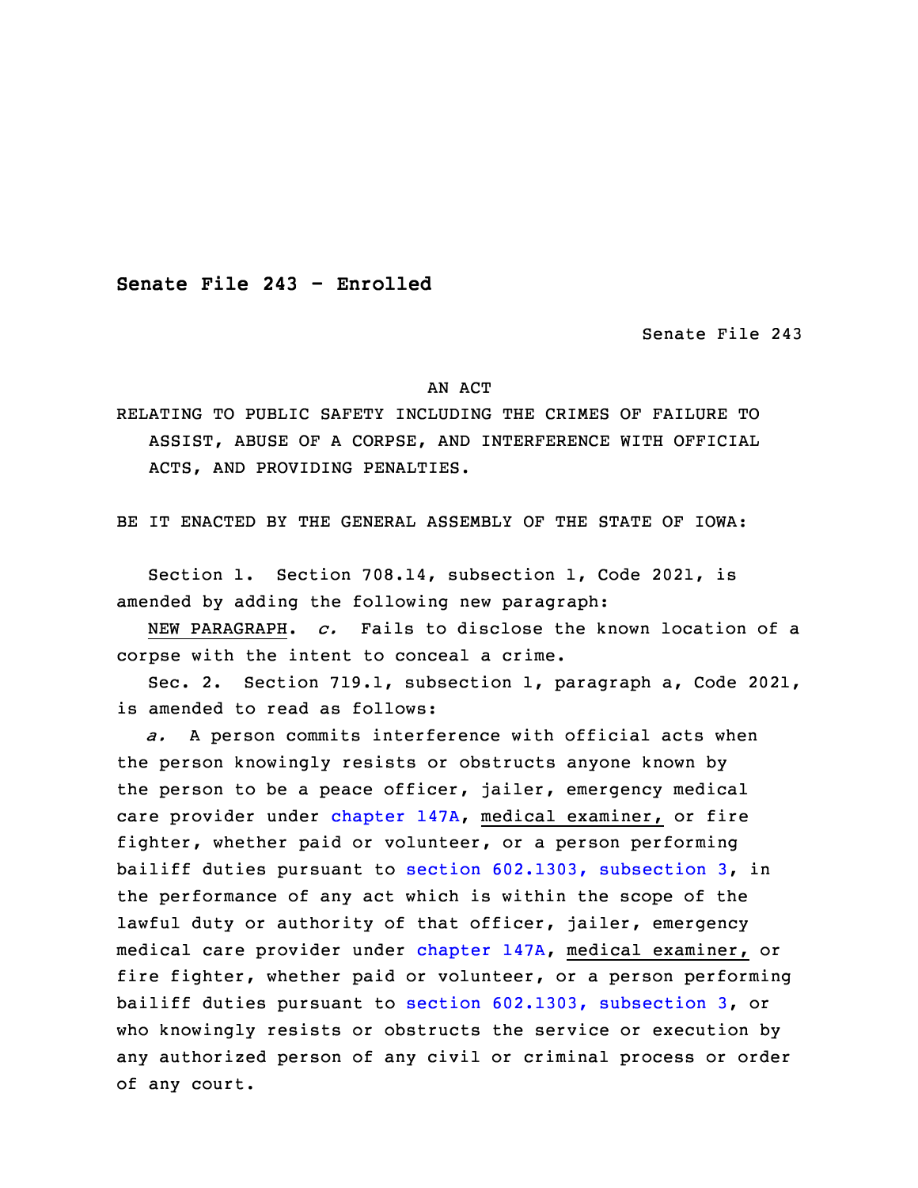**Senate File 243 - Enrolled**

Senate File 243

AN ACT

RELATING TO PUBLIC SAFETY INCLUDING THE CRIMES OF FAILURE TO ASSIST, ABUSE OF A CORPSE, AND INTERFERENCE WITH OFFICIAL ACTS, AND PROVIDING PENALTIES.

BE IT ENACTED BY THE GENERAL ASSEMBLY OF THE STATE OF IOWA:

Section 1. Section 708.14, subsection 1, Code 2021, is amended by adding the following new paragraph:

NEW PARAGRAPH. *c.* Fails to disclose the known location of a corpse with the intent to conceal a crime.

Sec. 2. Section 719.1, subsection 1, paragraph a, Code 2021, is amended to read as follows:

*a.* A person commits interference with official acts when the person knowingly resists or obstructs anyone known by the person to be a peace officer, jailer, emergency medical care provider under chapter 147A, medical examiner, or fire fighter, whether paid or volunteer, or a person performing bailiff duties pursuant to section 602.1303, subsection 3, in the performance of any act which is within the scope of the lawful duty or authority of that officer, jailer, emergency medical care provider under chapter 147A, medical examiner, or fire fighter, whether paid or volunteer, or a person performing bailiff duties pursuant to section 602.1303, subsection 3, or who knowingly resists or obstructs the service or execution by any authorized person of any civil or criminal process or order of any court.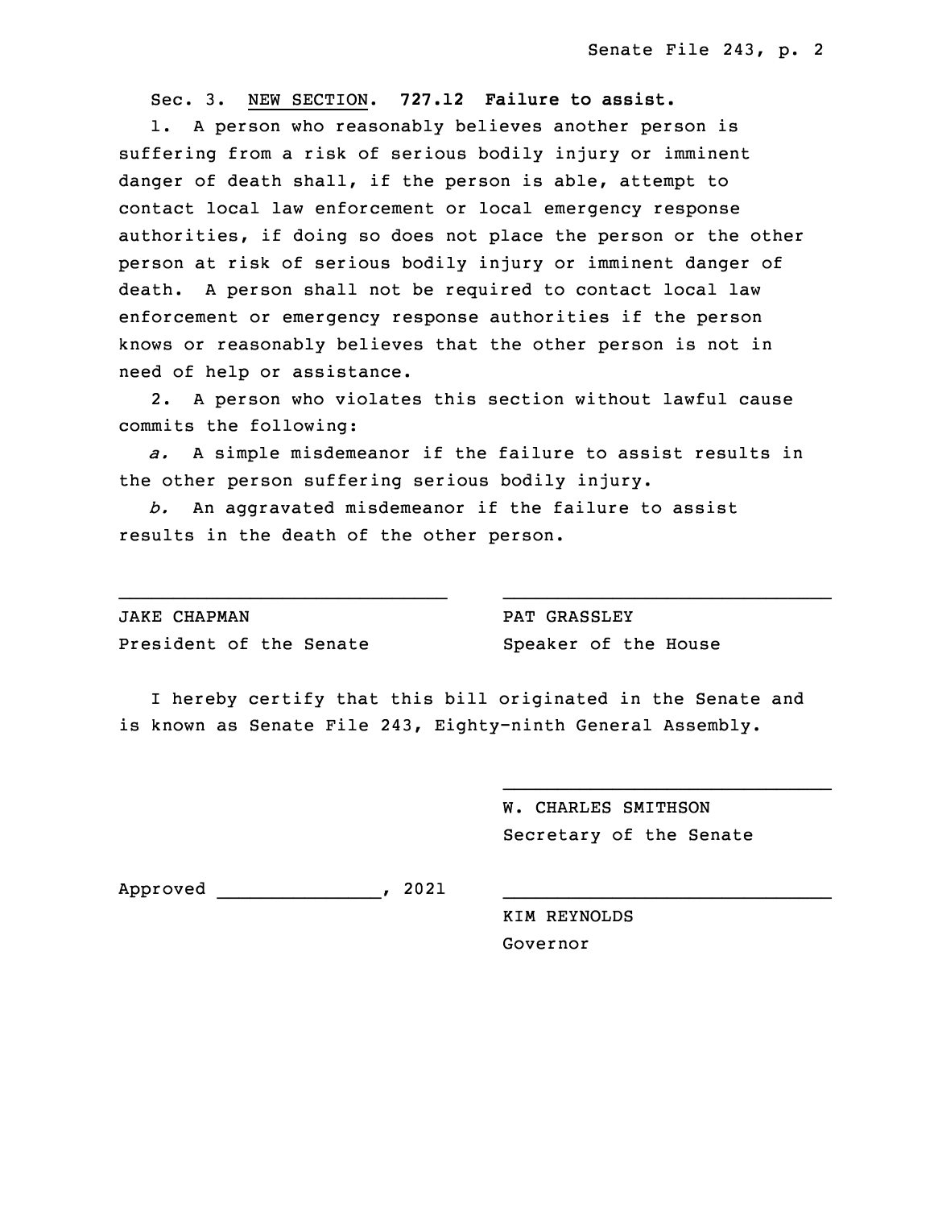Sec. 3. <u>NEW SECTION</u>. **727.12 Failure to assist.**

1. A person who reasonably believes another person is suffering from a risk of serious bodily injury or imminent danger of death shall, if the person is able, attempt to contact local law enforcement or local emergency response authorities, if doing so does not place the person or the other person at risk of serious bodily injury or imminent danger of death. A person shall not be required to contact local law enforcement or emergency response authorities if the person knows or reasonably believes that the other person is not in need of help or assistance.

2. A person who violates this section without lawful cause commits the following:

*a.* A simple misdemeanor if the failure to assist results in the other person suffering serious bodily injury.

*b.* An aggravated misdemeanor if the failure to assist results in the death of the other person.

\_\_\_\_\_\_\_\_\_\_\_\_\_\_\_\_\_\_\_\_\_\_\_\_\_\_\_\_\_\_

JAKE CHAPMAN
President of the Senate

\_\_\_\_\_\_\_\_\_\_\_\_\_\_\_\_\_\_\_\_\_\_\_\_\_\_\_\_\_\_

PAT GRASSLEY
Speaker of the House

I hereby certify that this bill originated in the Senate and is known as Senate File 243, Eighty-ninth General Assembly.

\_\_\_\_\_\_\_\_\_\_\_\_\_\_\_\_\_\_\_\_\_\_\_\_\_\_\_\_\_\_

W. CHARLES SMITHSON
Secretary of the Senate

Approved \_\_\_\_\_\_\_\_\_\_\_\_\_\_, 2021

\_\_\_\_\_\_\_\_\_\_\_\_\_\_\_\_\_\_\_\_\_\_\_\_\_\_\_\_\_\_

KIM REYNOLDS
Governor